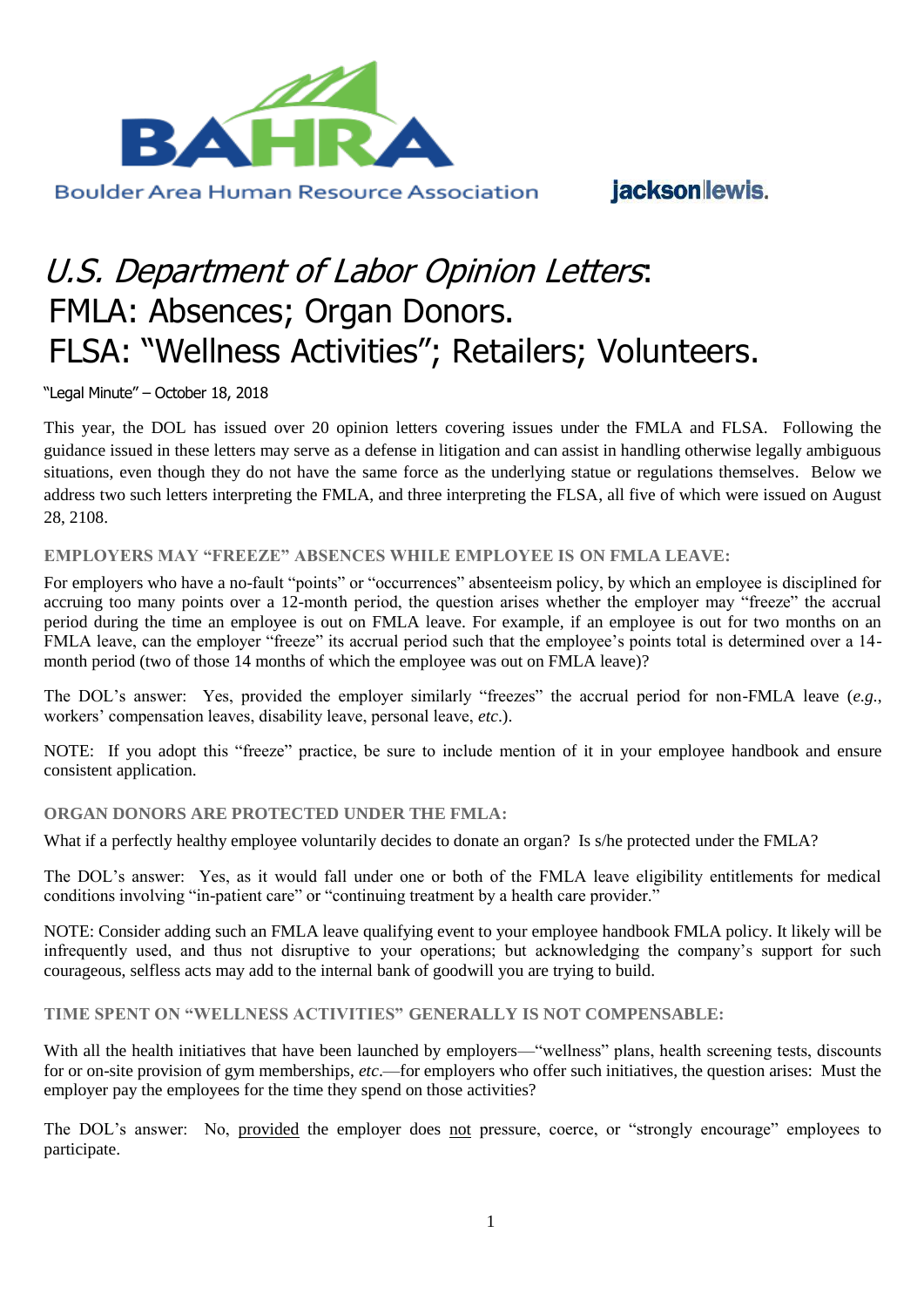Boulder Area Human Resource Association

jacksonlewis.

# *U.S. Department of Labor Opinion Letters*: FMLA: Absences; Organ Donors. FLSA: "Wellness Activities"; Retailers; Volunteers.

"Legal Minute" – October 18, 2018

This year, the DOL has issued over 20 opinion letters covering issues under the FMLA and FLSA. Following the guidance issued in these letters may serve as a defense in litigation and can assist in handling otherwise legally ambiguous situations, even though they do not have the same force as the underlying statue or regulations themselves. Below we address two such letters interpreting the FMLA, and three interpreting the FLSA, all five of which were issued on August 28, 2108.

### EMPLOYERS MAY "FREEZE" ABSENCES WHILE EMPLOYEE IS ON FMLA LEAVE:

For employers who have a no-fault "points" or "occurrences" absenteeism policy, by which an employee is disciplined for accruing too many points over a 12-month period, the question arises whether the employer may "freeze" the accrual period during the time an employee is out on FMLA leave. For example, if an employee is out for two months on an FMLA leave, can the employer "freeze" its accrual period such that the employee's points total is determined over a 14-month period (two of those 14 months of which the employee was out on FMLA leave)?

The DOL's answer: Yes, provided the employer similarly "freezes" the accrual period for non-FMLA leave (*e.g.*, workers' compensation leaves, disability leave, personal leave, *etc*.).

NOTE: If you adopt this "freeze" practice, be sure to include mention of it in your employee handbook and ensure consistent application.

### ORGAN DONORS ARE PROTECTED UNDER THE FMLA:

What if a perfectly healthy employee voluntarily decides to donate an organ? Is s/he protected under the FMLA?

The DOL's answer: Yes, as it would fall under one or both of the FMLA leave eligibility entitlements for medical conditions involving "in-patient care" or "continuing treatment by a health care provider."

NOTE: Consider adding such an FMLA leave qualifying event to your employee handbook FMLA policy. It likely will be infrequently used, and thus not disruptive to your operations; but acknowledging the company's support for such courageous, selfless acts may add to the internal bank of goodwill you are trying to build.

### TIME SPENT ON "WELLNESS ACTIVITIES" GENERALLY IS NOT COMPENSABLE:

With all the health initiatives that have been launched by employers—"wellness" plans, health screening tests, discounts for or on-site provision of gym memberships, *etc*.—for employers who offer such initiatives, the question arises: Must the employer pay the employees for the time they spend on those activities?

The DOL's answer: No, <u>provided</u> the employer does <u>not</u> pressure, coerce, or "strongly encourage" employees to participate.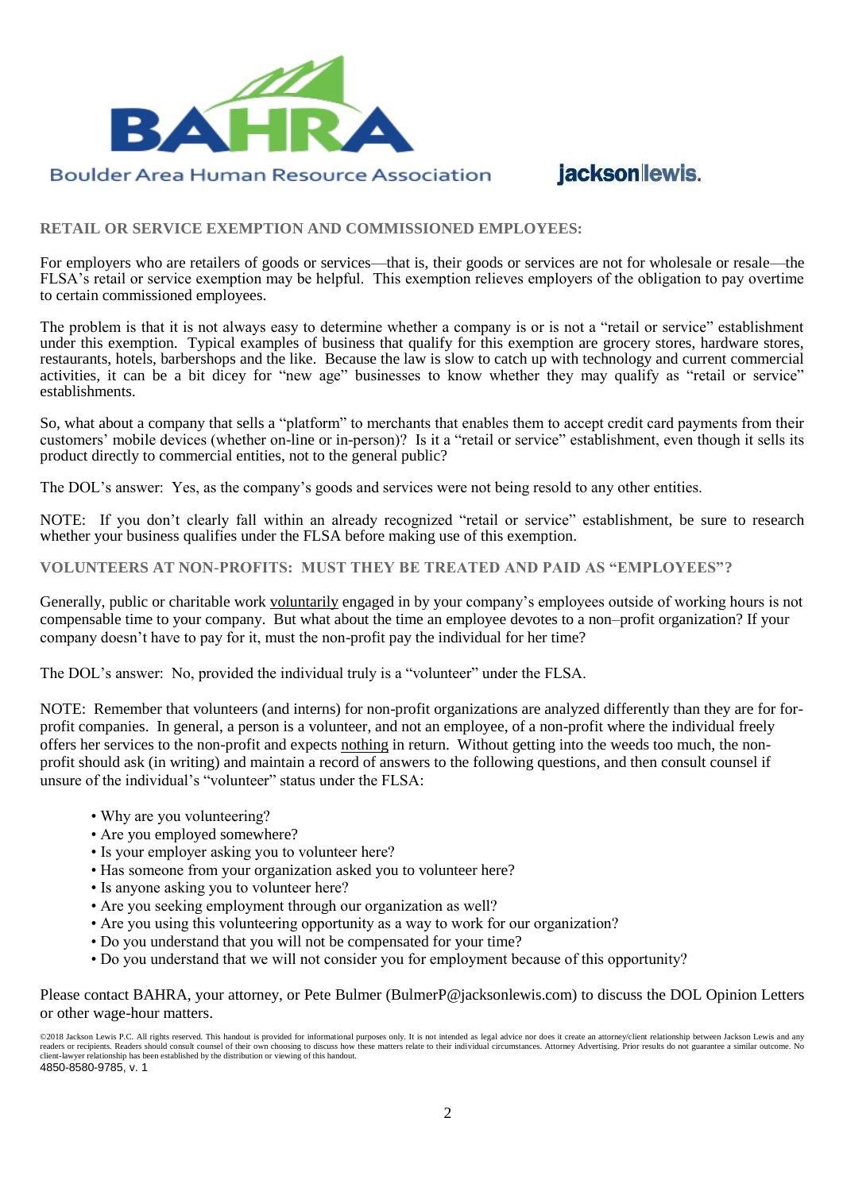Boulder Area Human Resource Association

jackson lewis.

**RETAIL OR SERVICE EXEMPTION AND COMMISSIONED EMPLOYEES:**

For employers who are retailers of goods or services—that is, their goods or services are not for wholesale or resale—the FLSA's retail or service exemption may be helpful. This exemption relieves employers of the obligation to pay overtime to certain commissioned employees.

The problem is that it is not always easy to determine whether a company is or is not a "retail or service" establishment under this exemption. Typical examples of business that qualify for this exemption are grocery stores, hardware stores, restaurants, hotels, barbershops and the like. Because the law is slow to catch up with technology and current commercial activities, it can be a bit dicey for "new age" businesses to know whether they may qualify as "retail or service" establishments.

So, what about a company that sells a "platform" to merchants that enables them to accept credit card payments from their customers' mobile devices (whether on-line or in-person)? Is it a "retail or service" establishment, even though it sells its product directly to commercial entities, not to the general public?

The DOL's answer: Yes, as the company's goods and services were not being resold to any other entities.

NOTE: If you don't clearly fall within an already recognized "retail or service" establishment, be sure to research whether your business qualifies under the FLSA before making use of this exemption.

**VOLUNTEERS AT NON-PROFITS: MUST THEY BE TREATED AND PAID AS "EMPLOYEES"?**

Generally, public or charitable work voluntarily engaged in by your company's employees outside of working hours is not compensable time to your company. But what about the time an employee devotes to a non–profit organization? If your company doesn't have to pay for it, must the non-profit pay the individual for her time?

The DOL's answer: No, provided the individual truly is a "volunteer" under the FLSA.

NOTE: Remember that volunteers (and interns) for non-profit organizations are analyzed differently than they are for for-profit companies. In general, a person is a volunteer, and not an employee, of a non-profit where the individual freely offers her services to the non-profit and expects nothing in return. Without getting into the weeds too much, the non-profit should ask (in writing) and maintain a record of answers to the following questions, and then consult counsel if unsure of the individual's "volunteer" status under the FLSA:

- Why are you volunteering?
- Are you employed somewhere?
- Is your employer asking you to volunteer here?
- Has someone from your organization asked you to volunteer here?
- Is anyone asking you to volunteer here?
- Are you seeking employment through our organization as well?
- Are you using this volunteering opportunity as a way to work for our organization?
- Do you understand that you will not be compensated for your time?
- Do you understand that we will not consider you for employment because of this opportunity?

Please contact BAHRA, your attorney, or Pete Bulmer (BulmerP@jacksonlewis.com) to discuss the DOL Opinion Letters or other wage-hour matters.

©2018 Jackson Lewis P.C. All rights reserved. This handout is provided for informational purposes only. It is not intended as legal advice nor does it create an attorney/client relationship between Jackson Lewis and any readers or recipients. Readers should consult counsel of their own choosing to discuss how these matters relate to their individual circumstances. Attorney Advertising. Prior results do not guarantee a similar outcome. No client-lawyer relationship has been established by the distribution or viewing of this handout.

4850-8580-9785, v. 1